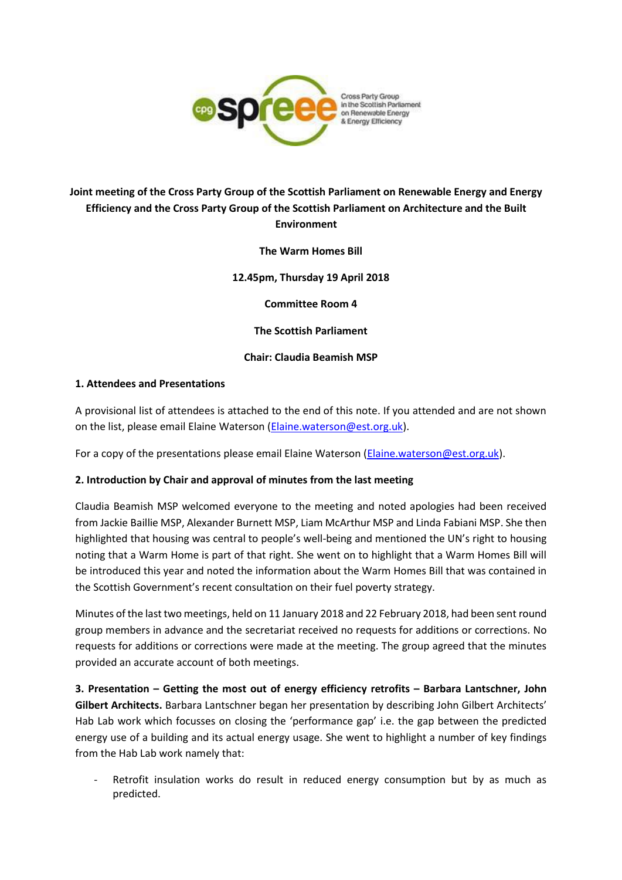**Joint meeting of the Cross Party Group of the Scottish Parliament on Renewable Energy and Energy Efficiency and the Cross Party Group of the Scottish Parliament on Architecture and the Built Environment**

**The Warm Homes Bill**

**12.45pm, Thursday 19 April 2018**

**Committee Room 4**

**The Scottish Parliament**

**Chair: Claudia Beamish MSP**

**1. Attendees and Presentations**

A provisional list of attendees is attached to the end of this note. If you attended and are not shown on the list, please email Elaine Waterson (Elaine.waterson@est.org.uk).

For a copy of the presentations please email Elaine Waterson (Elaine.waterson@est.org.uk).

**2. Introduction by Chair and approval of minutes from the last meeting**

Claudia Beamish MSP welcomed everyone to the meeting and noted apologies had been received from Jackie Baillie MSP, Alexander Burnett MSP, Liam McArthur MSP and Linda Fabiani MSP. She then highlighted that housing was central to people's well-being and mentioned the UN's right to housing noting that a Warm Home is part of that right. She went on to highlight that a Warm Homes Bill will be introduced this year and noted the information about the Warm Homes Bill that was contained in the Scottish Government's recent consultation on their fuel poverty strategy.

Minutes of the last two meetings, held on 11 January 2018 and 22 February 2018, had been sent round group members in advance and the secretariat received no requests for additions or corrections. No requests for additions or corrections were made at the meeting. The group agreed that the minutes provided an accurate account of both meetings.

**3. Presentation – Getting the most out of energy efficiency retrofits – Barbara Lantschner, John Gilbert Architects.** Barbara Lantschner began her presentation by describing John Gilbert Architects' Hab Lab work which focusses on closing the 'performance gap' i.e. the gap between the predicted energy use of a building and its actual energy usage. She went to highlight a number of key findings from the Hab Lab work namely that:

- Retrofit insulation works do result in reduced energy consumption but by as much as predicted.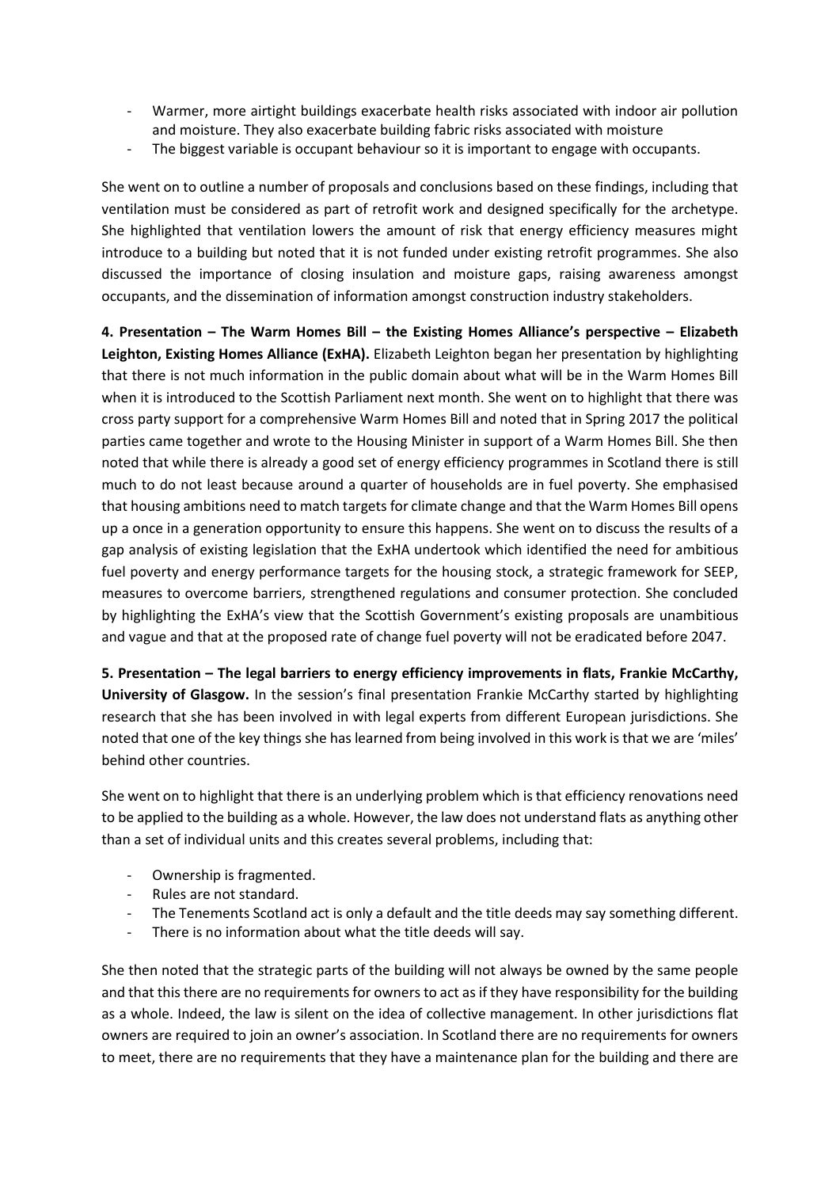- Warmer, more airtight buildings exacerbate health risks associated with indoor air pollution and moisture. They also exacerbate building fabric risks associated with moisture
- The biggest variable is occupant behaviour so it is important to engage with occupants.

She went on to outline a number of proposals and conclusions based on these findings, including that ventilation must be considered as part of retrofit work and designed specifically for the archetype. She highlighted that ventilation lowers the amount of risk that energy efficiency measures might introduce to a building but noted that it is not funded under existing retrofit programmes. She also discussed the importance of closing insulation and moisture gaps, raising awareness amongst occupants, and the dissemination of information amongst construction industry stakeholders.

**4. Presentation – The Warm Homes Bill – the Existing Homes Alliance's perspective – Elizabeth Leighton, Existing Homes Alliance (ExHA).** Elizabeth Leighton began her presentation by highlighting that there is not much information in the public domain about what will be in the Warm Homes Bill when it is introduced to the Scottish Parliament next month. She went on to highlight that there was cross party support for a comprehensive Warm Homes Bill and noted that in Spring 2017 the political parties came together and wrote to the Housing Minister in support of a Warm Homes Bill. She then noted that while there is already a good set of energy efficiency programmes in Scotland there is still much to do not least because around a quarter of households are in fuel poverty. She emphasised that housing ambitions need to match targets for climate change and that the Warm Homes Bill opens up a once in a generation opportunity to ensure this happens. She went on to discuss the results of a gap analysis of existing legislation that the ExHA undertook which identified the need for ambitious fuel poverty and energy performance targets for the housing stock, a strategic framework for SEEP, measures to overcome barriers, strengthened regulations and consumer protection. She concluded by highlighting the ExHA's view that the Scottish Government's existing proposals are unambitious and vague and that at the proposed rate of change fuel poverty will not be eradicated before 2047.

**5. Presentation – The legal barriers to energy efficiency improvements in flats, Frankie McCarthy, University of Glasgow.** In the session's final presentation Frankie McCarthy started by highlighting research that she has been involved in with legal experts from different European jurisdictions. She noted that one of the key things she has learned from being involved in this work is that we are 'miles' behind other countries.

She went on to highlight that there is an underlying problem which is that efficiency renovations need to be applied to the building as a whole. However, the law does not understand flats as anything other than a set of individual units and this creates several problems, including that:

- Ownership is fragmented.
- Rules are not standard.
- The Tenements Scotland act is only a default and the title deeds may say something different.
- There is no information about what the title deeds will say.

She then noted that the strategic parts of the building will not always be owned by the same people and that this there are no requirements for owners to act as if they have responsibility for the building as a whole. Indeed, the law is silent on the idea of collective management. In other jurisdictions flat owners are required to join an owner's association. In Scotland there are no requirements for owners to meet, there are no requirements that they have a maintenance plan for the building and there are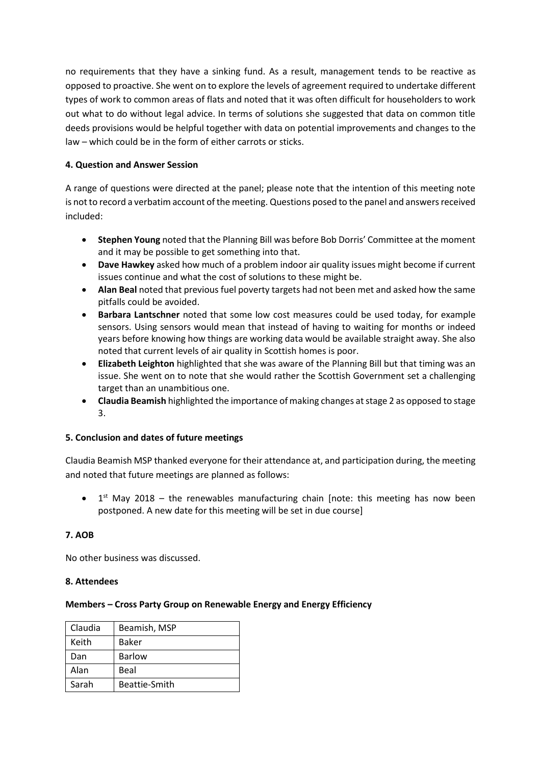no requirements that they have a sinking fund. As a result, management tends to be reactive as opposed to proactive. She went on to explore the levels of agreement required to undertake different types of work to common areas of flats and noted that it was often difficult for householders to work out what to do without legal advice. In terms of solutions she suggested that data on common title deeds provisions would be helpful together with data on potential improvements and changes to the law – which could be in the form of either carrots or sticks.

#### 4. Question and Answer Session

A range of questions were directed at the panel; please note that the intention of this meeting note is not to record a verbatim account of the meeting. Questions posed to the panel and answers received included:

- **Stephen Young** noted that the Planning Bill was before Bob Dorris' Committee at the moment and it may be possible to get something into that.
- **Dave Hawkey** asked how much of a problem indoor air quality issues might become if current issues continue and what the cost of solutions to these might be.
- **Alan Beal** noted that previous fuel poverty targets had not been met and asked how the same pitfalls could be avoided.
- **Barbara Lantschner** noted that some low cost measures could be used today, for example sensors. Using sensors would mean that instead of having to waiting for months or indeed years before knowing how things are working data would be available straight away. She also noted that current levels of air quality in Scottish homes is poor.
- **Elizabeth Leighton** highlighted that she was aware of the Planning Bill but that timing was an issue. She went on to note that she would rather the Scottish Government set a challenging target than an unambitious one.
- **Claudia Beamish** highlighted the importance of making changes at stage 2 as opposed to stage 3.

#### 5. Conclusion and dates of future meetings

Claudia Beamish MSP thanked everyone for their attendance at, and participation during, the meeting and noted that future meetings are planned as follows:

- 1st May 2018 – the renewables manufacturing chain [note: this meeting has now been postponed. A new date for this meeting will be set in due course]

#### 7. AOB

No other business was discussed.

#### 8. Attendees

**Members – Cross Party Group on Renewable Energy and Energy Efficiency**

| Claudia | Beamish, MSP |
|---|---|
| Keith | Baker |
| Dan | Barlow |
| Alan | Beal |
| Sarah | Beattie-Smith |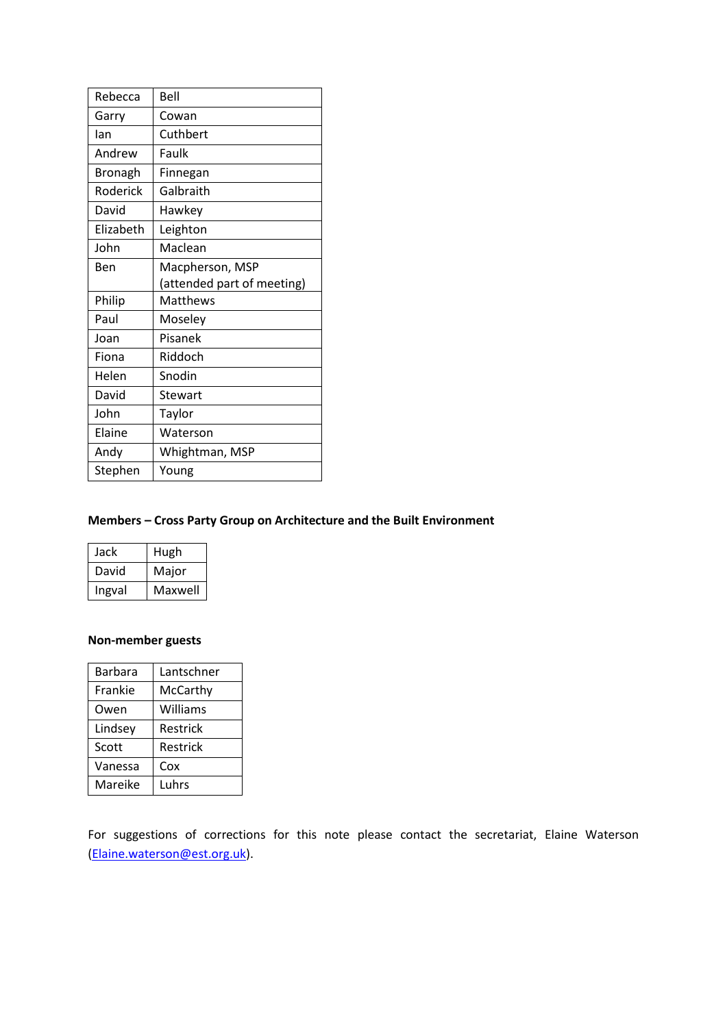| | |
|---|---|
| Rebecca | Bell |
| Garry | Cowan |
| Ian | Cuthbert |
| Andrew | Faulk |
| Bronagh | Finnegan |
| Roderick | Galbraith |
| David | Hawkey |
| Elizabeth | Leighton |
| John | Maclean |
| Ben | Macpherson, MSP (attended part of meeting) |
| Philip | Matthews |
| Paul | Moseley |
| Joan | Pisanek |
| Fiona | Riddoch |
| Helen | Snodin |
| David | Stewart |
| John | Taylor |
| Elaine | Waterson |
| Andy | Whightman, MSP |
| Stephen | Young |

**Members – Cross Party Group on Architecture and the Built Environment**

| | |
|---|---|
| Jack | Hugh |
| David | Major |
| Ingval | Maxwell |

**Non-member guests**

| | |
|---|---|
| Barbara | Lantschner |
| Frankie | McCarthy |
| Owen | Williams |
| Lindsey | Restrick |
| Scott | Restrick |
| Vanessa | Cox |
| Mareike | Luhrs |

For suggestions of corrections for this note please contact the secretariat, Elaine Waterson (Elaine.waterson@est.org.uk).